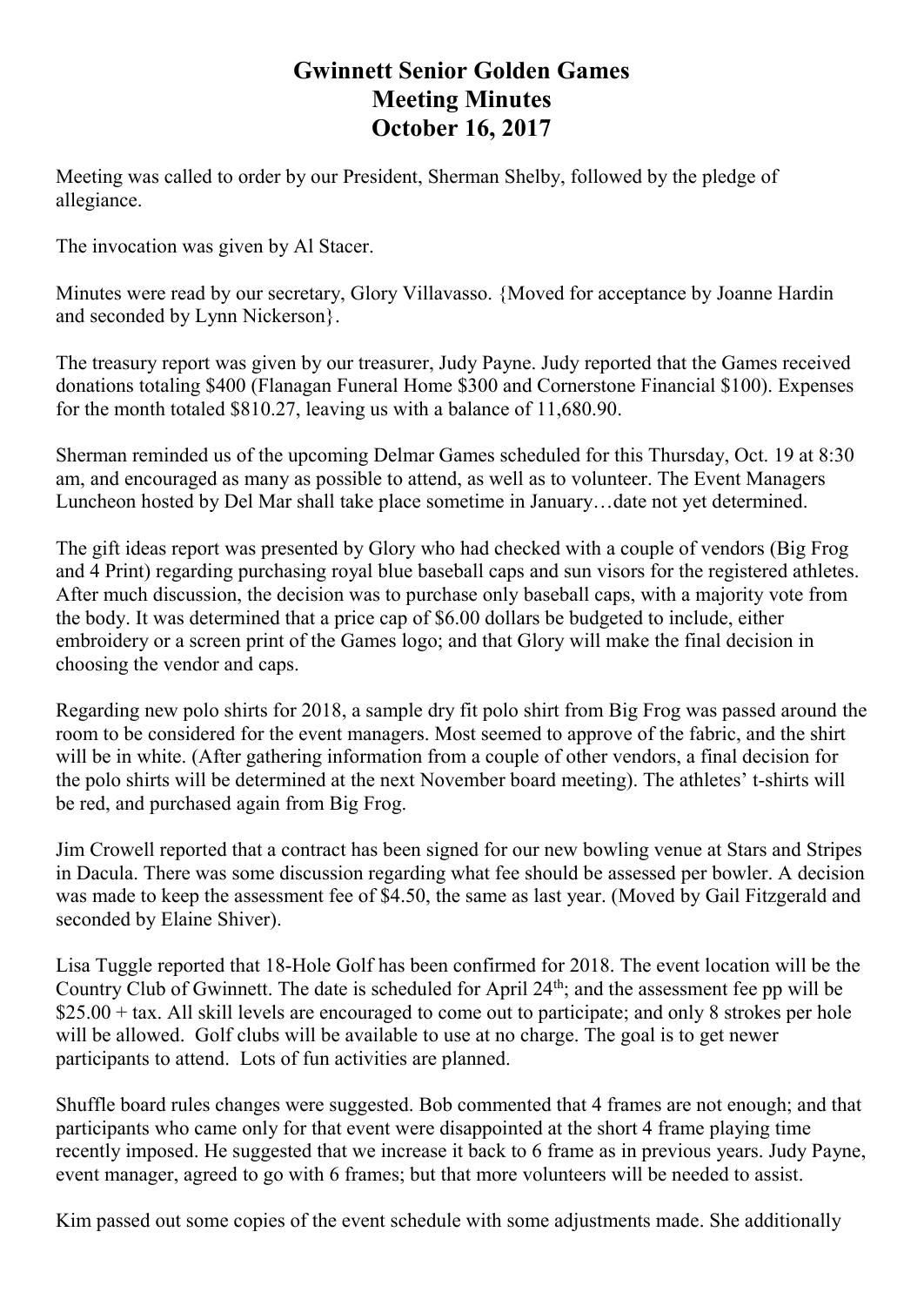# Gwinnett Senior Golden Games
# Meeting Minutes
# October 16, 2017

Meeting was called to order by our President, Sherman Shelby, followed by the pledge of allegiance.

The invocation was given by Al Stacer.

Minutes were read by our secretary, Glory Villavasso. {Moved for acceptance by Joanne Hardin and seconded by Lynn Nickerson}.

The treasury report was given by our treasurer, Judy Payne. Judy reported that the Games received donations totaling $400 (Flanagan Funeral Home $300 and Cornerstone Financial $100). Expenses for the month totaled $810.27, leaving us with a balance of 11,680.90.

Sherman reminded us of the upcoming Delmar Games scheduled for this Thursday, Oct. 19 at 8:30 am, and encouraged as many as possible to attend, as well as to volunteer. The Event Managers Luncheon hosted by Del Mar shall take place sometime in January…date not yet determined.

The gift ideas report was presented by Glory who had checked with a couple of vendors (Big Frog and 4 Print) regarding purchasing royal blue baseball caps and sun visors for the registered athletes. After much discussion, the decision was to purchase only baseball caps, with a majority vote from the body. It was determined that a price cap of $6.00 dollars be budgeted to include, either embroidery or a screen print of the Games logo; and that Glory will make the final decision in choosing the vendor and caps.

Regarding new polo shirts for 2018, a sample dry fit polo shirt from Big Frog was passed around the room to be considered for the event managers. Most seemed to approve of the fabric, and the shirt will be in white. (After gathering information from a couple of other vendors, a final decision for the polo shirts will be determined at the next November board meeting). The athletes' t-shirts will be red, and purchased again from Big Frog.

Jim Crowell reported that a contract has been signed for our new bowling venue at Stars and Stripes in Dacula. There was some discussion regarding what fee should be assessed per bowler. A decision was made to keep the assessment fee of $4.50, the same as last year. (Moved by Gail Fitzgerald and seconded by Elaine Shiver).

Lisa Tuggle reported that 18-Hole Golf has been confirmed for 2018. The event location will be the Country Club of Gwinnett. The date is scheduled for April 24th; and the assessment fee pp will be $25.00 + tax. All skill levels are encouraged to come out to participate; and only 8 strokes per hole will be allowed. Golf clubs will be available to use at no charge. The goal is to get newer participants to attend. Lots of fun activities are planned.

Shuffle board rules changes were suggested. Bob commented that 4 frames are not enough; and that participants who came only for that event were disappointed at the short 4 frame playing time recently imposed. He suggested that we increase it back to 6 frame as in previous years. Judy Payne, event manager, agreed to go with 6 frames; but that more volunteers will be needed to assist.

Kim passed out some copies of the event schedule with some adjustments made. She additionally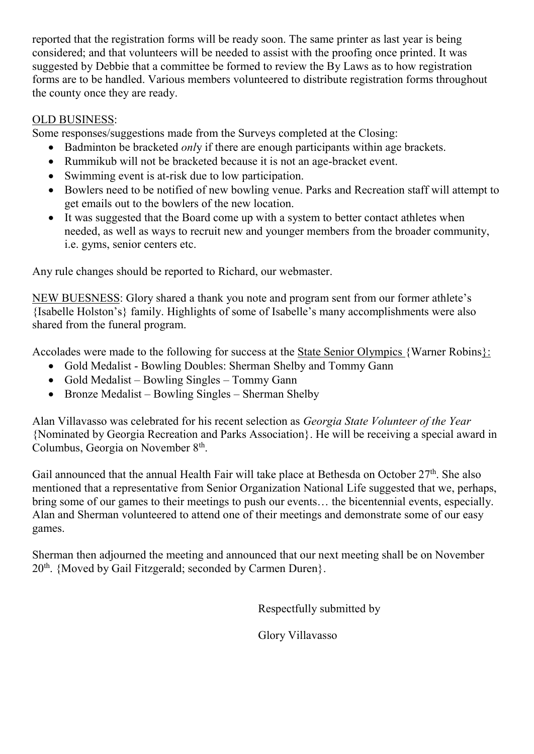reported that the registration forms will be ready soon. The same printer as last year is being considered; and that volunteers will be needed to assist with the proofing once printed. It was suggested by Debbie that a committee be formed to review the By Laws as to how registration forms are to be handled. Various members volunteered to distribute registration forms throughout the county once they are ready.

<u>OLD BUSINESS</u>:

Some responses/suggestions made from the Surveys completed at the Closing:

- Badminton be bracketed *onl*y if there are enough participants within age brackets.
- Rummikub will not be bracketed because it is not an age-bracket event.
- Swimming event is at-risk due to low participation.
- Bowlers need to be notified of new bowling venue. Parks and Recreation staff will attempt to get emails out to the bowlers of the new location.
- It was suggested that the Board come up with a system to better contact athletes when needed, as well as ways to recruit new and younger members from the broader community, i.e. gyms, senior centers etc.

Any rule changes should be reported to Richard, our webmaster.

<u>NEW BUESNESS</u>: Glory shared a thank you note and program sent from our former athlete's {Isabelle Holston's} family. Highlights of some of Isabelle's many accomplishments were also shared from the funeral program.

Accolades were made to the following for success at the <u>State Senior Olympics</u> {Warner Robins}:

- Gold Medalist - Bowling Doubles: Sherman Shelby and Tommy Gann
- Gold Medalist – Bowling Singles – Tommy Gann
- Bronze Medalist – Bowling Singles – Sherman Shelby

Alan Villavasso was celebrated for his recent selection as *Georgia State Volunteer of the Year* {Nominated by Georgia Recreation and Parks Association}. He will be receiving a special award in Columbus, Georgia on November 8th.

Gail announced that the annual Health Fair will take place at Bethesda on October 27th. She also mentioned that a representative from Senior Organization National Life suggested that we, perhaps, bring some of our games to their meetings to push our events… the bicentennial events, especially. Alan and Sherman volunteered to attend one of their meetings and demonstrate some of our easy games.

Sherman then adjourned the meeting and announced that our next meeting shall be on November 20th. {Moved by Gail Fitzgerald; seconded by Carmen Duren}.

Respectfully submitted by

Glory Villavasso